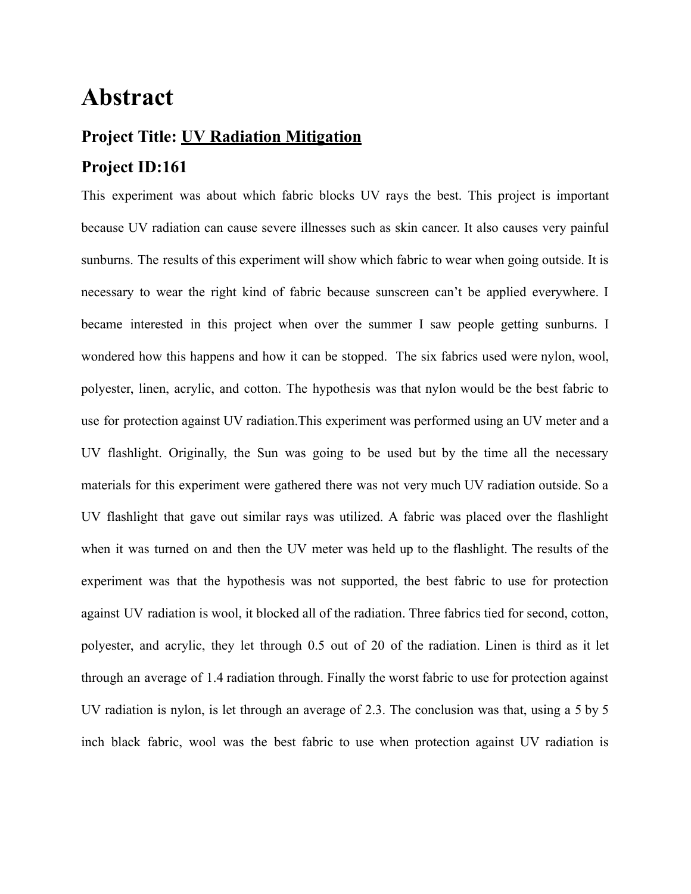# Abstract

## Project Title: <u>UV Radiation Mitigation</u>

## Project ID:161

This experiment was about which fabric blocks UV rays the best. This project is important because UV radiation can cause severe illnesses such as skin cancer. It also causes very painful sunburns. The results of this experiment will show which fabric to wear when going outside. It is necessary to wear the right kind of fabric because sunscreen can't be applied everywhere. I became interested in this project when over the summer I saw people getting sunburns. I wondered how this happens and how it can be stopped. The six fabrics used were nylon, wool, polyester, linen, acrylic, and cotton. The hypothesis was that nylon would be the best fabric to use for protection against UV radiation.This experiment was performed using an UV meter and a UV flashlight. Originally, the Sun was going to be used but by the time all the necessary materials for this experiment were gathered there was not very much UV radiation outside. So a UV flashlight that gave out similar rays was utilized. A fabric was placed over the flashlight when it was turned on and then the UV meter was held up to the flashlight. The results of the experiment was that the hypothesis was not supported, the best fabric to use for protection against UV radiation is wool, it blocked all of the radiation. Three fabrics tied for second, cotton, polyester, and acrylic, they let through 0.5 out of 20 of the radiation. Linen is third as it let through an average of 1.4 radiation through. Finally the worst fabric to use for protection against UV radiation is nylon, is let through an average of 2.3. The conclusion was that, using a 5 by 5 inch black fabric, wool was the best fabric to use when protection against UV radiation is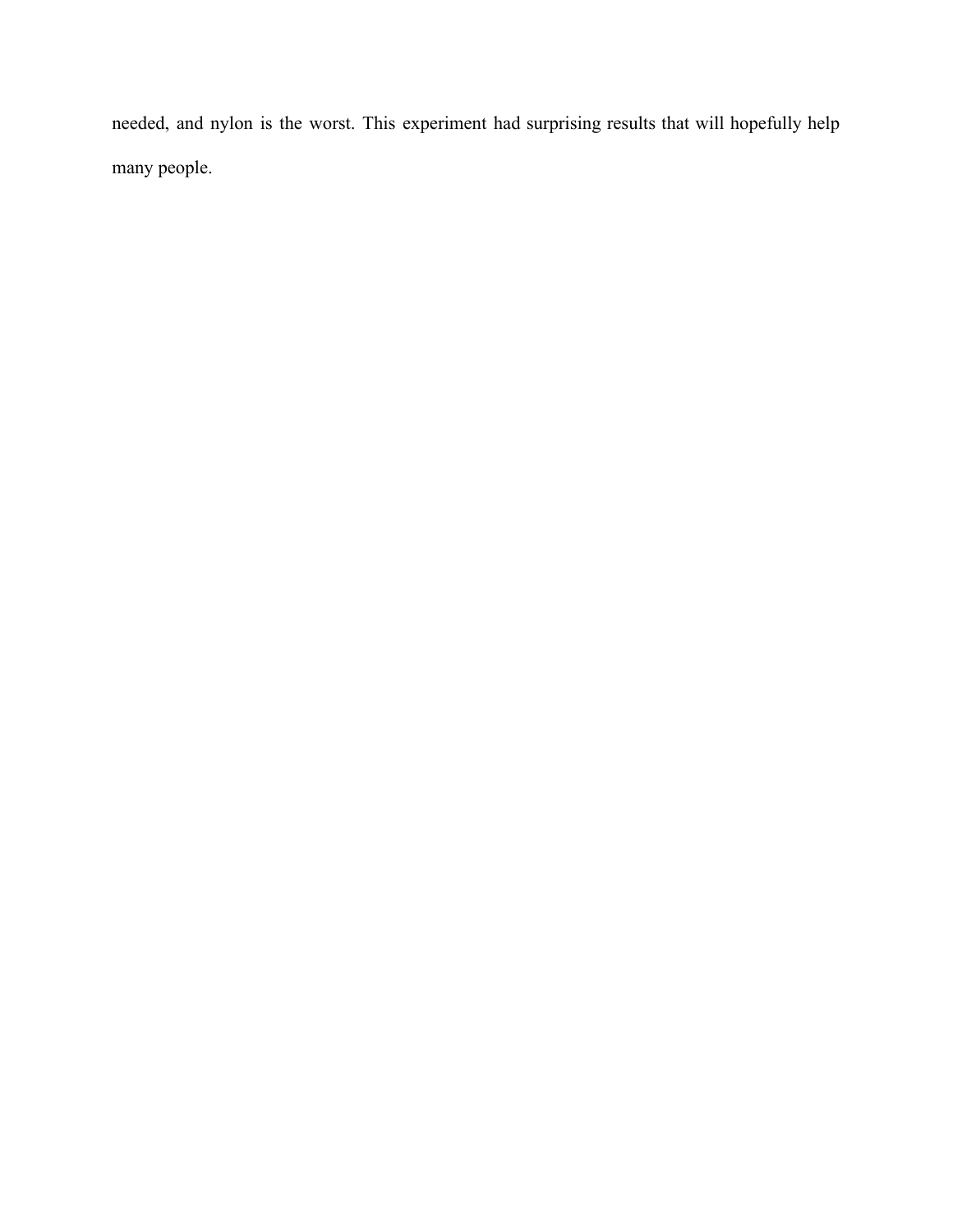needed, and nylon is the worst. This experiment had surprising results that will hopefully help many people.